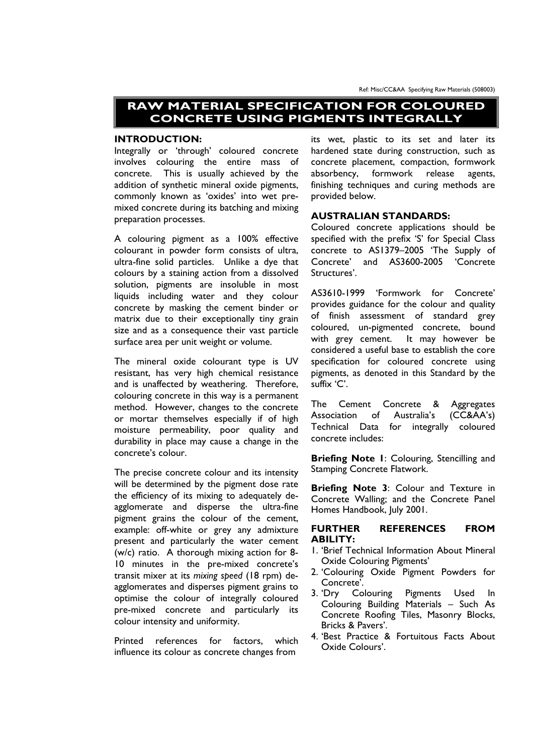# RAW MATERIAL SPECIFICATION FOR COLOURED CONCRETE USING PIGMENTS INTEGRALLY

## INTRODUCTION:

Integrally or 'through' coloured concrete involves colouring the entire mass of concrete. This is usually achieved by the addition of synthetic mineral oxide pigments, commonly known as 'oxides' into wet pre-mixed concrete during its batching and mixing preparation processes.

A colouring pigment as a 100% effective colourant in powder form consists of ultra, ultra-fine solid particles. Unlike a dye that colours by a staining action from a dissolved solution, pigments are insoluble in most liquids including water and they colour concrete by masking the cement binder or matrix due to their exceptionally tiny grain size and as a consequence their vast particle surface area per unit weight or volume.

The mineral oxide colourant type is UV resistant, has very high chemical resistance and is unaffected by weathering. Therefore, colouring concrete in this way is a permanent method. However, changes to the concrete or mortar themselves especially if of high moisture permeability, poor quality and durability in place may cause a change in the concrete's colour.

The precise concrete colour and its intensity will be determined by the pigment dose rate the efficiency of its mixing to adequately de-agglomerate and disperse the ultra-fine pigment grains the colour of the cement, example: off-white or grey any admixture present and particularly the water cement (w/c) ratio. A thorough mixing action for 8-10 minutes in the pre-mixed concrete's transit mixer at its *mixing speed* (18 rpm) de-agglomerates and disperses pigment grains to optimise the colour of integrally coloured pre-mixed concrete and particularly its colour intensity and uniformity.

Printed references for factors, which influence its colour as concrete changes from its wet, plastic to its set and later its hardened state during construction, such as concrete placement, compaction, formwork absorbency, formwork release agents, finishing techniques and curing methods are provided below.

## AUSTRALIAN STANDARDS:

Coloured concrete applications should be specified with the prefix 'S' for Special Class concrete to AS1379–2005 'The Supply of Concrete' and AS3600-2005 'Concrete Structures'.

AS3610-1999 'Formwork for Concrete' provides guidance for the colour and quality of finish assessment of standard grey coloured, un-pigmented concrete, bound with grey cement. It may however be considered a useful base to establish the core specification for coloured concrete using pigments, as denoted in this Standard by the suffix 'C'.

The Cement Concrete & Aggregates Association of Australia's (CC&AA's) Technical Data for integrally coloured concrete includes:

**Briefing Note 1**: Colouring, Stencilling and Stamping Concrete Flatwork.

**Briefing Note 3**: Colour and Texture in Concrete Walling; and the Concrete Panel Homes Handbook, July 2001.

## FURTHER REFERENCES FROM ABILITY:

1. 'Brief Technical Information About Mineral Oxide Colouring Pigments'
2. 'Colouring Oxide Pigment Powders for Concrete'.
3. 'Dry Colouring Pigments Used In Colouring Building Materials – Such As Concrete Roofing Tiles, Masonry Blocks, Bricks & Pavers'.
4. 'Best Practice & Fortuitous Facts About Oxide Colours'.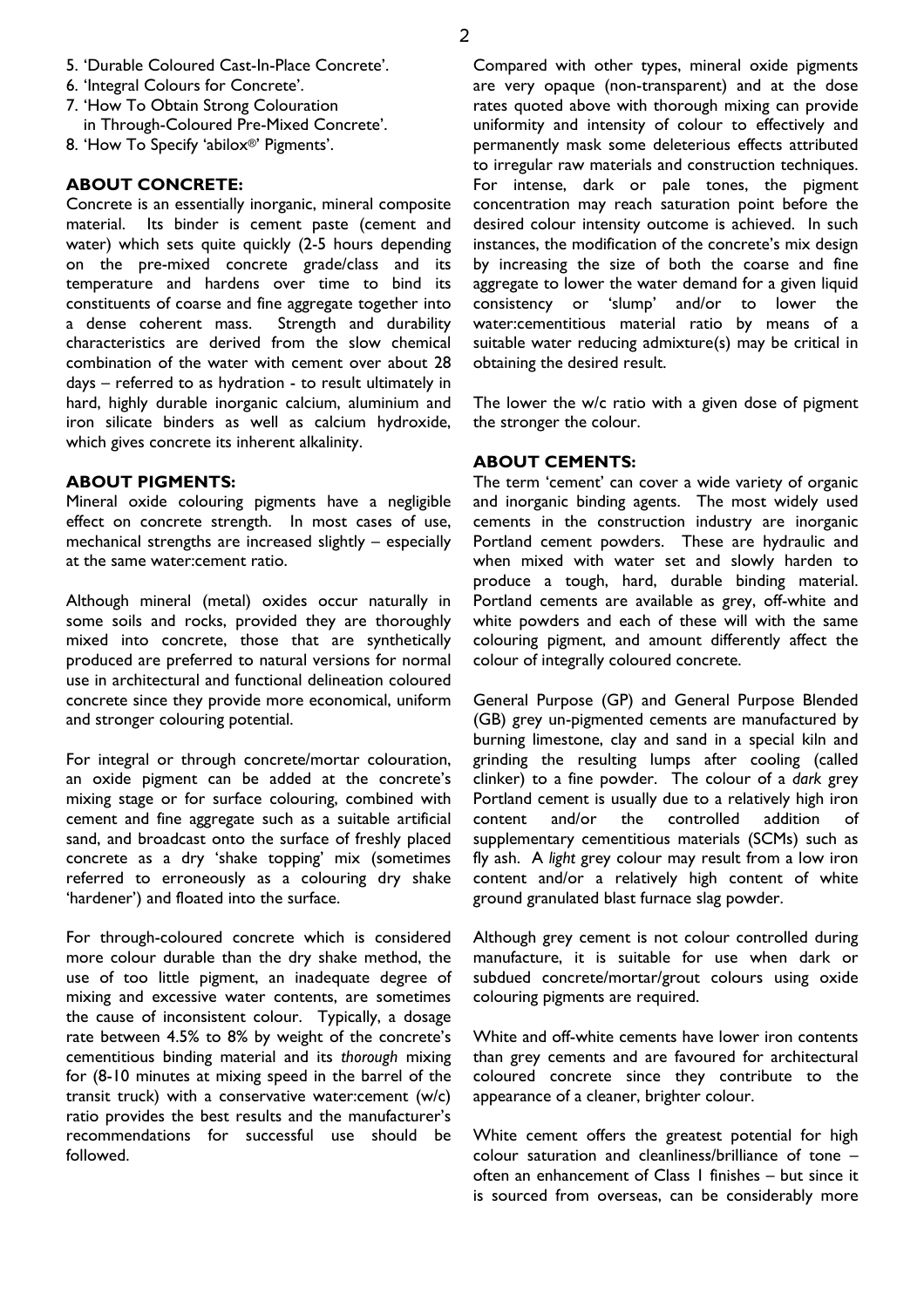5. 'Durable Coloured Cast-In-Place Concrete'.
6. 'Integral Colours for Concrete'.
7. 'How To Obtain Strong Colouration in Through-Coloured Pre-Mixed Concrete'.
8. 'How To Specify 'abilox®' Pigments'.

**ABOUT CONCRETE:**

Concrete is an essentially inorganic, mineral composite material. Its binder is cement paste (cement and water) which sets quite quickly (2-5 hours depending on the pre-mixed concrete grade/class and its temperature and hardens over time to bind its constituents of coarse and fine aggregate together into a dense coherent mass. Strength and durability characteristics are derived from the slow chemical combination of the water with cement over about 28 days – referred to as hydration - to result ultimately in hard, highly durable inorganic calcium, aluminium and iron silicate binders as well as calcium hydroxide, which gives concrete its inherent alkalinity.

**ABOUT PIGMENTS:**

Mineral oxide colouring pigments have a negligible effect on concrete strength. In most cases of use, mechanical strengths are increased slightly – especially at the same water:cement ratio.

Although mineral (metal) oxides occur naturally in some soils and rocks, provided they are thoroughly mixed into concrete, those that are synthetically produced are preferred to natural versions for normal use in architectural and functional delineation coloured concrete since they provide more economical, uniform and stronger colouring potential.

For integral or through concrete/mortar colouration, an oxide pigment can be added at the concrete's mixing stage or for surface colouring, combined with cement and fine aggregate such as a suitable artificial sand, and broadcast onto the surface of freshly placed concrete as a dry 'shake topping' mix (sometimes referred to erroneously as a colouring dry shake 'hardener') and floated into the surface.

For through-coloured concrete which is considered more colour durable than the dry shake method, the use of too little pigment, an inadequate degree of mixing and excessive water contents, are sometimes the cause of inconsistent colour. Typically, a dosage rate between 4.5% to 8% by weight of the concrete's cementitious binding material and its *thorough* mixing for (8-10 minutes at mixing speed in the barrel of the transit truck) with a conservative water:cement (w/c) ratio provides the best results and the manufacturer's recommendations for successful use should be followed.

Compared with other types, mineral oxide pigments are very opaque (non-transparent) and at the dose rates quoted above with thorough mixing can provide uniformity and intensity of colour to effectively and permanently mask some deleterious effects attributed to irregular raw materials and construction techniques. For intense, dark or pale tones, the pigment concentration may reach saturation point before the desired colour intensity outcome is achieved. In such instances, the modification of the concrete's mix design by increasing the size of both the coarse and fine aggregate to lower the water demand for a given liquid consistency or 'slump' and/or to lower the water:cementitious material ratio by means of a suitable water reducing admixture(s) may be critical in obtaining the desired result.

The lower the w/c ratio with a given dose of pigment the stronger the colour.

**ABOUT CEMENTS:**

The term 'cement' can cover a wide variety of organic and inorganic binding agents. The most widely used cements in the construction industry are inorganic Portland cement powders. These are hydraulic and when mixed with water set and slowly harden to produce a tough, hard, durable binding material. Portland cements are available as grey, off-white and white powders and each of these will with the same colouring pigment, and amount differently affect the colour of integrally coloured concrete.

General Purpose (GP) and General Purpose Blended (GB) grey un-pigmented cements are manufactured by burning limestone, clay and sand in a special kiln and grinding the resulting lumps after cooling (called clinker) to a fine powder. The colour of a *dark* grey Portland cement is usually due to a relatively high iron content and/or the controlled addition of supplementary cementitious materials (SCMs) such as fly ash. A *light* grey colour may result from a low iron content and/or a relatively high content of white ground granulated blast furnace slag powder.

Although grey cement is not colour controlled during manufacture, it is suitable for use when dark or subdued concrete/mortar/grout colours using oxide colouring pigments are required.

White and off-white cements have lower iron contents than grey cements and are favoured for architectural coloured concrete since they contribute to the appearance of a cleaner, brighter colour.

White cement offers the greatest potential for high colour saturation and cleanliness/brilliance of tone – often an enhancement of Class 1 finishes – but since it is sourced from overseas, can be considerably more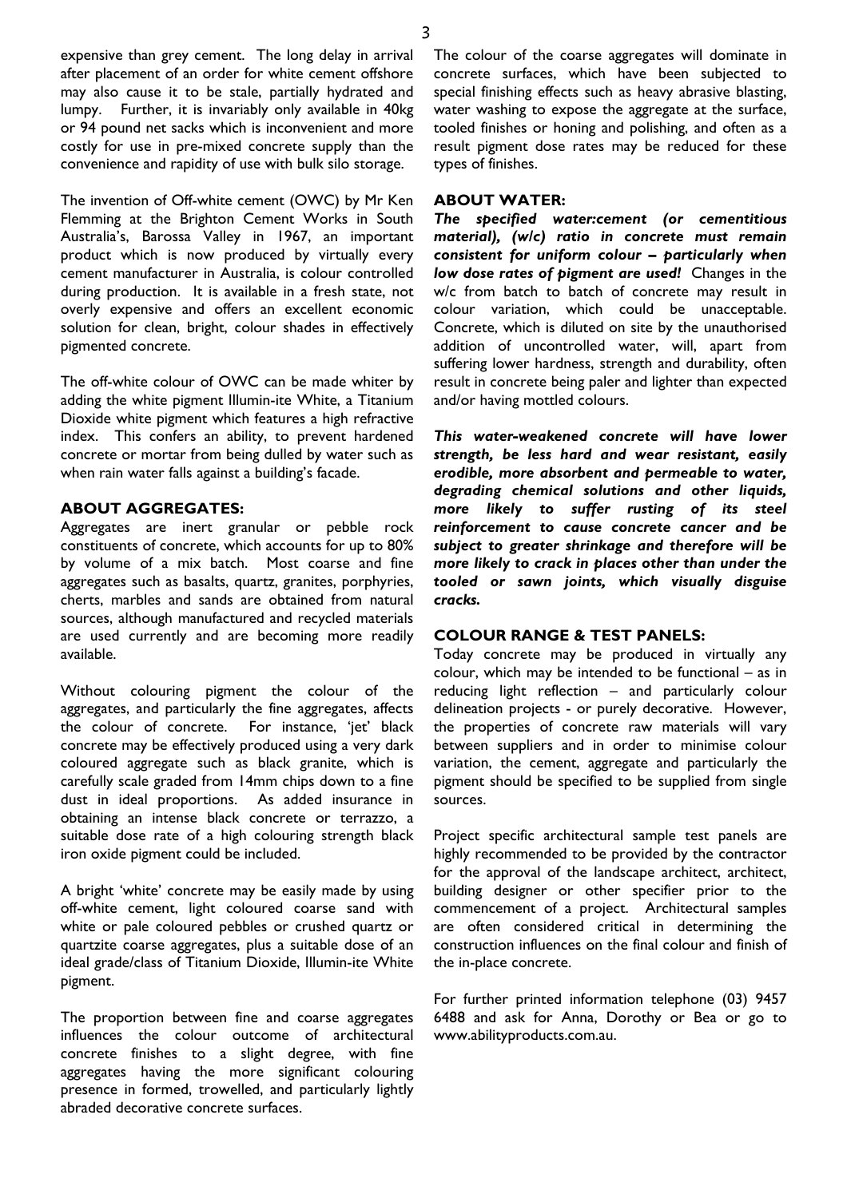expensive than grey cement. The long delay in arrival after placement of an order for white cement offshore may also cause it to be stale, partially hydrated and lumpy. Further, it is invariably only available in 40kg or 94 pound net sacks which is inconvenient and more costly for use in pre-mixed concrete supply than the convenience and rapidity of use with bulk silo storage.

The invention of Off-white cement (OWC) by Mr Ken Flemming at the Brighton Cement Works in South Australia's, Barossa Valley in 1967, an important product which is now produced by virtually every cement manufacturer in Australia, is colour controlled during production. It is available in a fresh state, not overly expensive and offers an excellent economic solution for clean, bright, colour shades in effectively pigmented concrete.

The off-white colour of OWC can be made whiter by adding the white pigment Illumin-ite White, a Titanium Dioxide white pigment which features a high refractive index. This confers an ability, to prevent hardened concrete or mortar from being dulled by water such as when rain water falls against a building's facade.

## ABOUT AGGREGATES:

Aggregates are inert granular or pebble rock constituents of concrete, which accounts for up to 80% by volume of a mix batch. Most coarse and fine aggregates such as basalts, quartz, granites, porphyries, cherts, marbles and sands are obtained from natural sources, although manufactured and recycled materials are used currently and are becoming more readily available.

Without colouring pigment the colour of the aggregates, and particularly the fine aggregates, affects the colour of concrete. For instance, 'jet' black concrete may be effectively produced using a very dark coloured aggregate such as black granite, which is carefully scale graded from 14mm chips down to a fine dust in ideal proportions. As added insurance in obtaining an intense black concrete or terrazzo, a suitable dose rate of a high colouring strength black iron oxide pigment could be included.

A bright 'white' concrete may be easily made by using off-white cement, light coloured coarse sand with white or pale coloured pebbles or crushed quartz or quartzite coarse aggregates, plus a suitable dose of an ideal grade/class of Titanium Dioxide, Illumin-ite White pigment.

The proportion between fine and coarse aggregates influences the colour outcome of architectural concrete finishes to a slight degree, with fine aggregates having the more significant colouring presence in formed, trowelled, and particularly lightly abraded decorative concrete surfaces.

The colour of the coarse aggregates will dominate in concrete surfaces, which have been subjected to special finishing effects such as heavy abrasive blasting, water washing to expose the aggregate at the surface, tooled finishes or honing and polishing, and often as a result pigment dose rates may be reduced for these types of finishes.

## ABOUT WATER:

***The specified water:cement (or cementitious material), (w/c) ratio in concrete must remain consistent for uniform colour – particularly when low dose rates of pigment are used!*** Changes in the w/c from batch to batch of concrete may result in colour variation, which could be unacceptable. Concrete, which is diluted on site by the unauthorised addition of uncontrolled water, will, apart from suffering lower hardness, strength and durability, often result in concrete being paler and lighter than expected and/or having mottled colours.

***This water-weakened concrete will have lower strength, be less hard and wear resistant, easily erodible, more absorbent and permeable to water, degrading chemical solutions and other liquids, more likely to suffer rusting of its steel reinforcement to cause concrete cancer and be subject to greater shrinkage and therefore will be more likely to crack in places other than under the tooled or sawn joints, which visually disguise cracks.***

## COLOUR RANGE & TEST PANELS:

Today concrete may be produced in virtually any colour, which may be intended to be functional – as in reducing light reflection – and particularly colour delineation projects - or purely decorative. However, the properties of concrete raw materials will vary between suppliers and in order to minimise colour variation, the cement, aggregate and particularly the pigment should be specified to be supplied from single sources.

Project specific architectural sample test panels are highly recommended to be provided by the contractor for the approval of the landscape architect, architect, building designer or other specifier prior to the commencement of a project. Architectural samples are often considered critical in determining the construction influences on the final colour and finish of the in-place concrete.

For further printed information telephone (03) 9457 6488 and ask for Anna, Dorothy or Bea or go to www.abilityproducts.com.au.